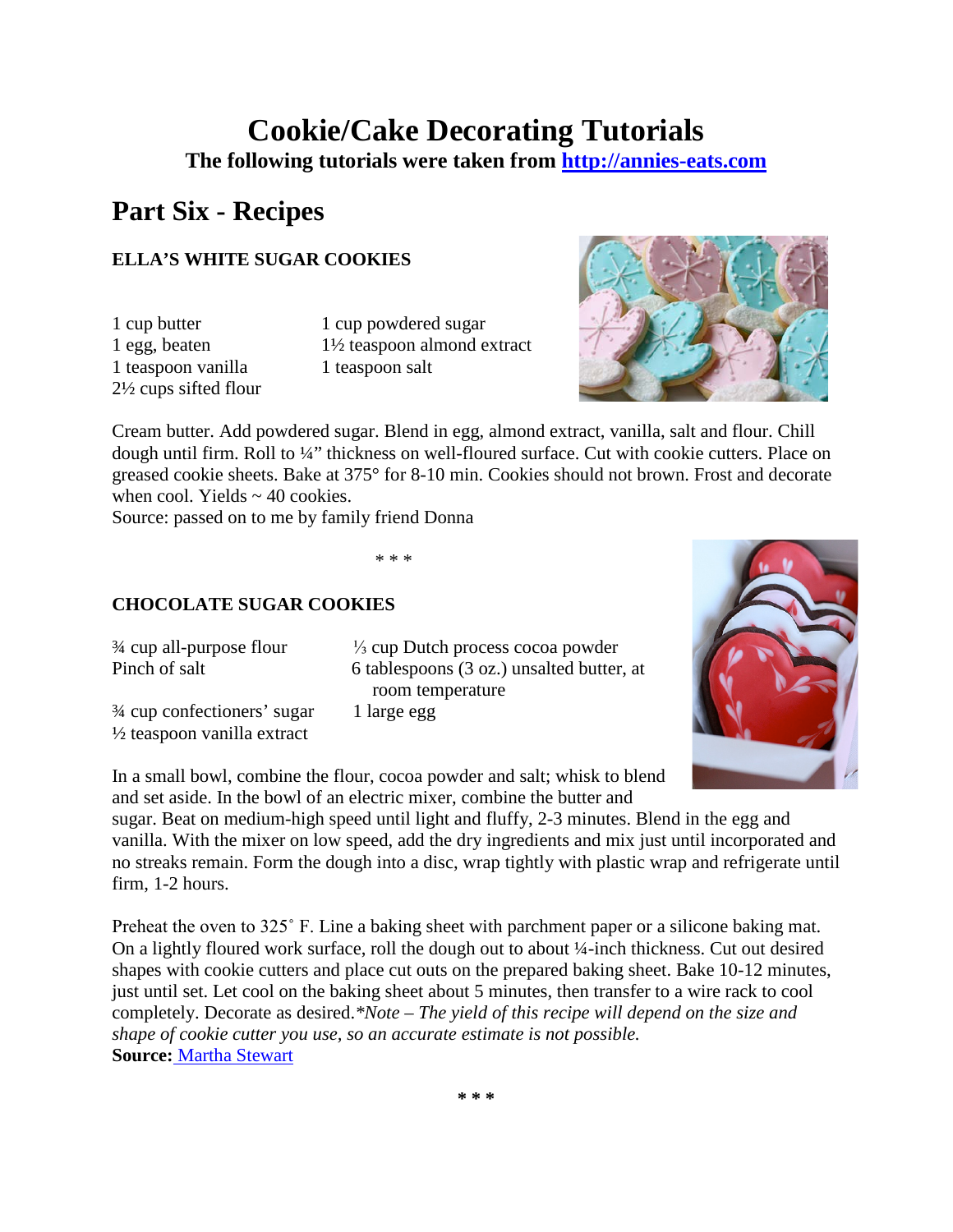# Cookie/Cake Decorating Tutorials

**The following tutorials were taken from [http://annies-eats.com](http://annies-eats.com)**

## Part Six - Recipes

### ELLA'S WHITE SUGAR COOKIES

1 cup butter
1 egg, beaten
1 teaspoon vanilla
2½ cups sifted flour
1 cup powdered sugar
1½ teaspoon almond extract
1 teaspoon salt

Cream butter. Add powdered sugar. Blend in egg, almond extract, vanilla, salt and flour. Chill dough until firm. Roll to ¼" thickness on well-floured surface. Cut with cookie cutters. Place on greased cookie sheets. Bake at 375° for 8-10 min. Cookies should not brown. Frost and decorate when cool. Yields ~ 40 cookies.
Source: passed on to me by family friend Donna

\* \* \*

### CHOCOLATE SUGAR COOKIES

¾ cup all-purpose flour
Pinch of salt
¾ cup confectioners' sugar
½ teaspoon vanilla extract
⅓ cup Dutch process cocoa powder
6 tablespoons (3 oz.) unsalted butter, at room temperature
1 large egg

In a small bowl, combine the flour, cocoa powder and salt; whisk to blend and set aside. In the bowl of an electric mixer, combine the butter and sugar. Beat on medium-high speed until light and fluffy, 2-3 minutes. Blend in the egg and vanilla. With the mixer on low speed, add the dry ingredients and mix just until incorporated and no streaks remain. Form the dough into a disc, wrap tightly with plastic wrap and refrigerate until firm, 1-2 hours.

Preheat the oven to 325˚ F. Line a baking sheet with parchment paper or a silicone baking mat. On a lightly floured work surface, roll the dough out to about ¼-inch thickness. Cut out desired shapes with cookie cutters and place cut outs on the prepared baking sheet. Bake 10-12 minutes, just until set. Let cool on the baking sheet about 5 minutes, then transfer to a wire rack to cool completely. Decorate as desired.*\*Note – The yield of this recipe will depend on the size and shape of cookie cutter you use, so an accurate estimate is not possible.*
**Source:** Martha Stewart

**\* \* \***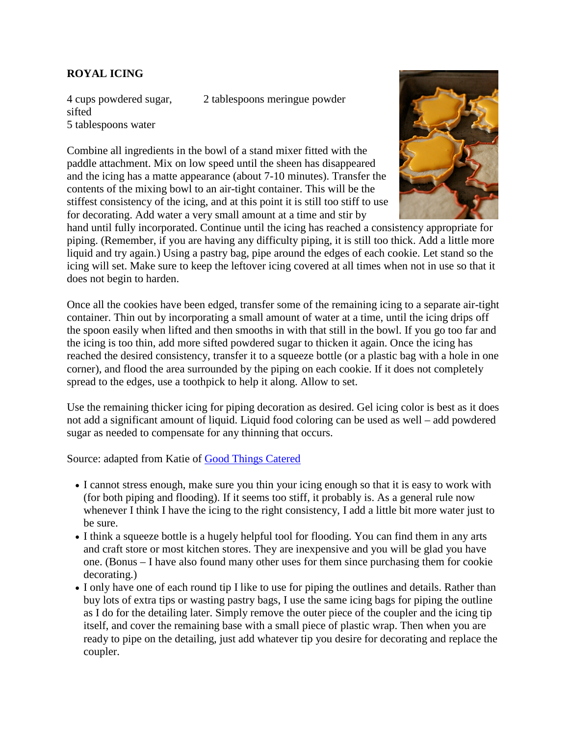**ROYAL ICING**

4 cups powdered sugar, sifted
5 tablespoons water
2 tablespoons meringue powder

Combine all ingredients in the bowl of a stand mixer fitted with the paddle attachment. Mix on low speed until the sheen has disappeared and the icing has a matte appearance (about 7-10 minutes). Transfer the contents of the mixing bowl to an air-tight container. This will be the stiffest consistency of the icing, and at this point it is still too stiff to use for decorating. Add water a very small amount at a time and stir by hand until fully incorporated. Continue until the icing has reached a consistency appropriate for piping. (Remember, if you are having any difficulty piping, it is still too thick. Add a little more liquid and try again.) Using a pastry bag, pipe around the edges of each cookie. Let stand so the icing will set. Make sure to keep the leftover icing covered at all times when not in use so that it does not begin to harden.

Once all the cookies have been edged, transfer some of the remaining icing to a separate air-tight container. Thin out by incorporating a small amount of water at a time, until the icing drips off the spoon easily when lifted and then smooths in with that still in the bowl. If you go too far and the icing is too thin, add more sifted powdered sugar to thicken it again. Once the icing has reached the desired consistency, transfer it to a squeeze bottle (or a plastic bag with a hole in one corner), and flood the area surrounded by the piping on each cookie. If it does not completely spread to the edges, use a toothpick to help it along. Allow to set.

Use the remaining thicker icing for piping decoration as desired. Gel icing color is best as it does not add a significant amount of liquid. Liquid food coloring can be used as well – add powdered sugar as needed to compensate for any thinning that occurs.

Source: adapted from Katie of Good Things Catered

- I cannot stress enough, make sure you thin your icing enough so that it is easy to work with (for both piping and flooding). If it seems too stiff, it probably is. As a general rule now whenever I think I have the icing to the right consistency, I add a little bit more water just to be sure.
- I think a squeeze bottle is a hugely helpful tool for flooding. You can find them in any arts and craft store or most kitchen stores. They are inexpensive and you will be glad you have one. (Bonus – I have also found many other uses for them since purchasing them for cookie decorating.)
- I only have one of each round tip I like to use for piping the outlines and details. Rather than buy lots of extra tips or wasting pastry bags, I use the same icing bags for piping the outline as I do for the detailing later. Simply remove the outer piece of the coupler and the icing tip itself, and cover the remaining base with a small piece of plastic wrap. Then when you are ready to pipe on the detailing, just add whatever tip you desire for decorating and replace the coupler.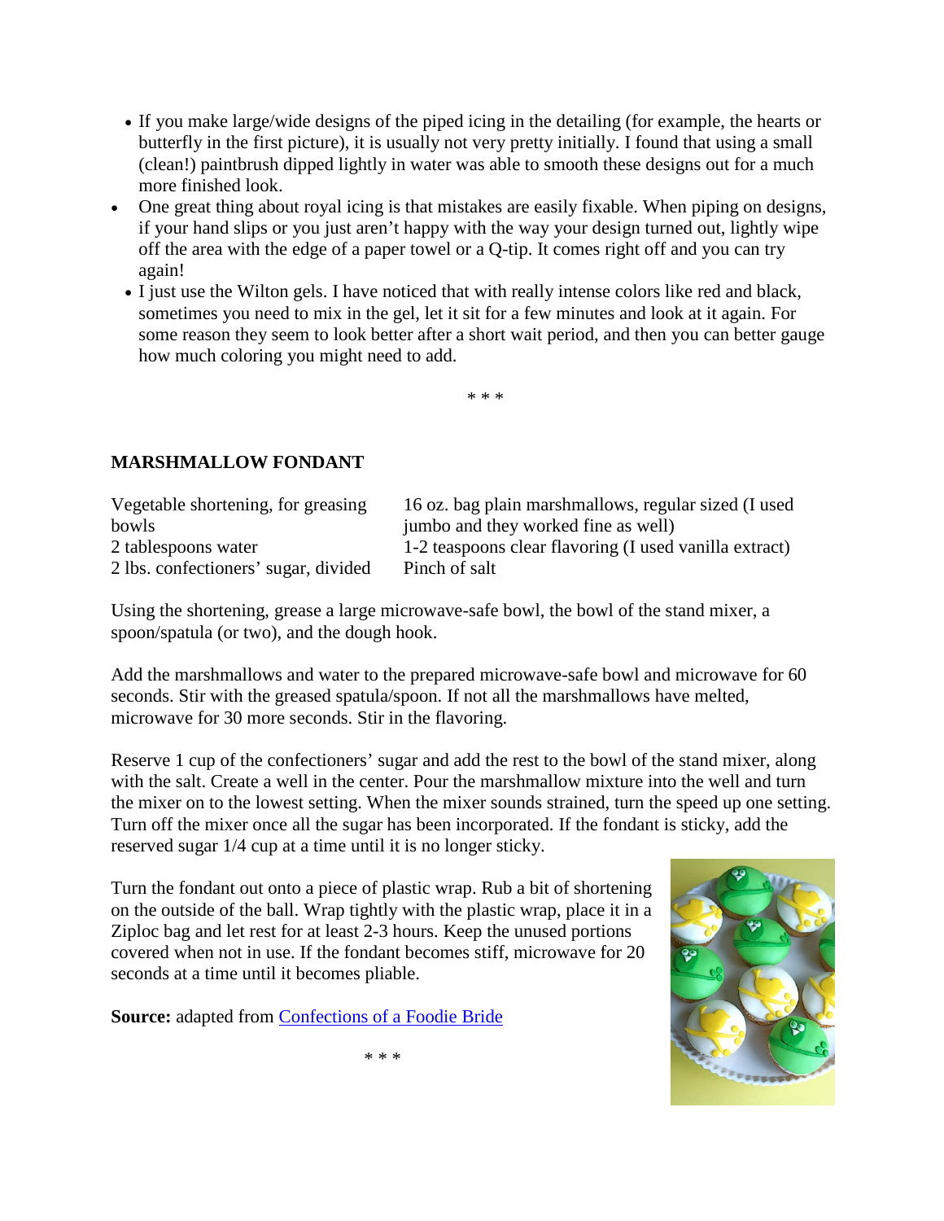- If you make large/wide designs of the piped icing in the detailing (for example, the hearts or butterfly in the first picture), it is usually not very pretty initially. I found that using a small (clean!) paintbrush dipped lightly in water was able to smooth these designs out for a much more finished look.
- One great thing about royal icing is that mistakes are easily fixable. When piping on designs, if your hand slips or you just aren't happy with the way your design turned out, lightly wipe off the area with the edge of a paper towel or a Q-tip. It comes right off and you can try again!
- I just use the Wilton gels. I have noticed that with really intense colors like red and black, sometimes you need to mix in the gel, let it sit for a few minutes and look at it again. For some reason they seem to look better after a short wait period, and then you can better gauge how much coloring you might need to add.

\* \* \*

## MARSHMALLOW FONDANT

Vegetable shortening, for greasing bowls
2 tablespoons water
2 lbs. confectioners' sugar, divided
16 oz. bag plain marshmallows, regular sized (I used jumbo and they worked fine as well)
1-2 teaspoons clear flavoring (I used vanilla extract)
Pinch of salt

Using the shortening, grease a large microwave-safe bowl, the bowl of the stand mixer, a spoon/spatula (or two), and the dough hook.

Add the marshmallows and water to the prepared microwave-safe bowl and microwave for 60 seconds. Stir with the greased spatula/spoon. If not all the marshmallows have melted, microwave for 30 more seconds. Stir in the flavoring.

Reserve 1 cup of the confectioners' sugar and add the rest to the bowl of the stand mixer, along with the salt. Create a well in the center. Pour the marshmallow mixture into the well and turn the mixer on to the lowest setting. When the mixer sounds strained, turn the speed up one setting. Turn off the mixer once all the sugar has been incorporated. If the fondant is sticky, add the reserved sugar 1/4 cup at a time until it is no longer sticky.

Turn the fondant out onto a piece of plastic wrap. Rub a bit of shortening on the outside of the ball. Wrap tightly with the plastic wrap, place it in a Ziploc bag and let rest for at least 2-3 hours. Keep the unused portions covered when not in use. If the fondant becomes stiff, microwave for 20 seconds at a time until it becomes pliable.

**Source:** adapted from Confections of a Foodie Bride

\* \* \*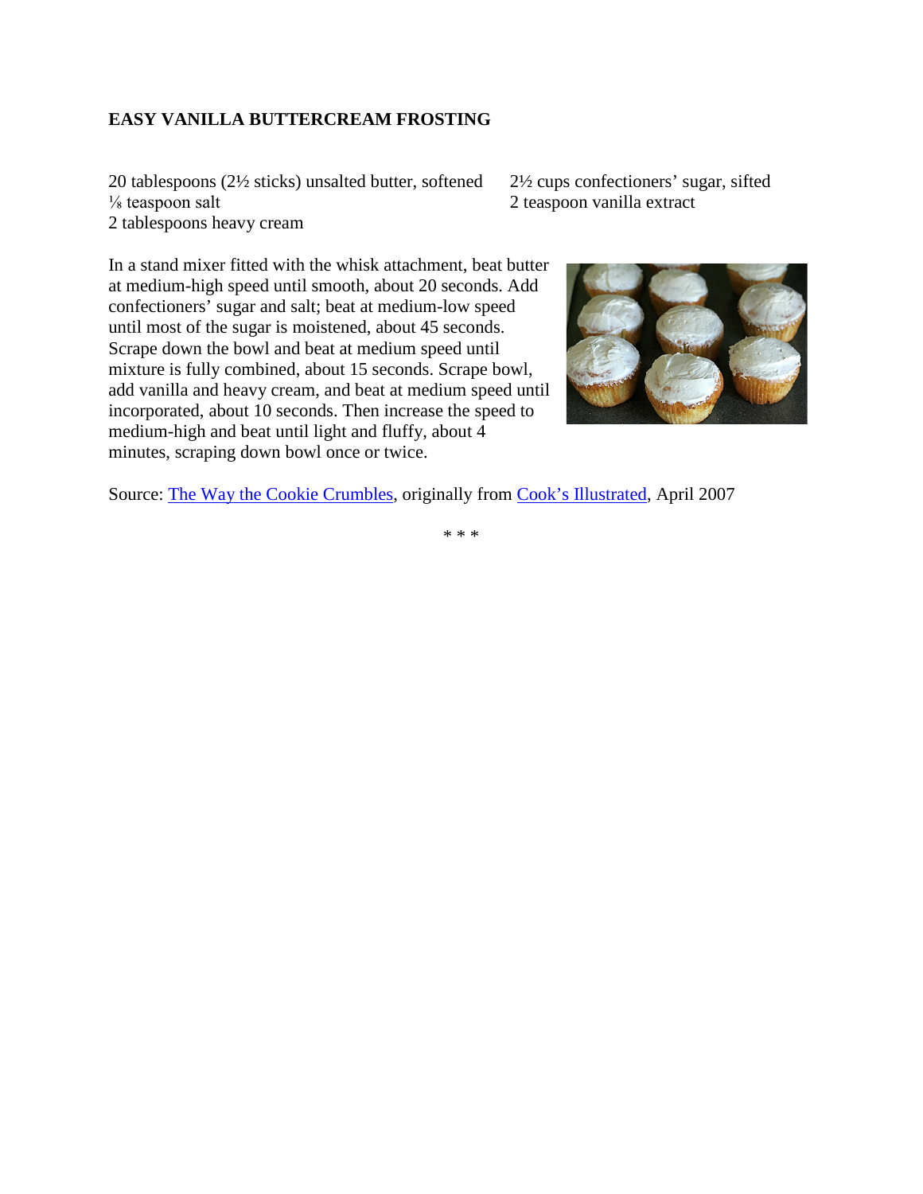## EASY VANILLA BUTTERCREAM FROSTING

20 tablespoons (2½ sticks) unsalted butter, softened
⅛ teaspoon salt
2 tablespoons heavy cream
2½ cups confectioners' sugar, sifted
2 teaspoon vanilla extract

In a stand mixer fitted with the whisk attachment, beat butter at medium-high speed until smooth, about 20 seconds. Add confectioners' sugar and salt; beat at medium-low speed until most of the sugar is moistened, about 45 seconds. Scrape down the bowl and beat at medium speed until mixture is fully combined, about 15 seconds. Scrape bowl, add vanilla and heavy cream, and beat at medium speed until incorporated, about 10 seconds. Then increase the speed to medium-high and beat until light and fluffy, about 4 minutes, scraping down bowl once or twice.

Source: The Way the Cookie Crumbles, originally from Cook's Illustrated, April 2007

* * *